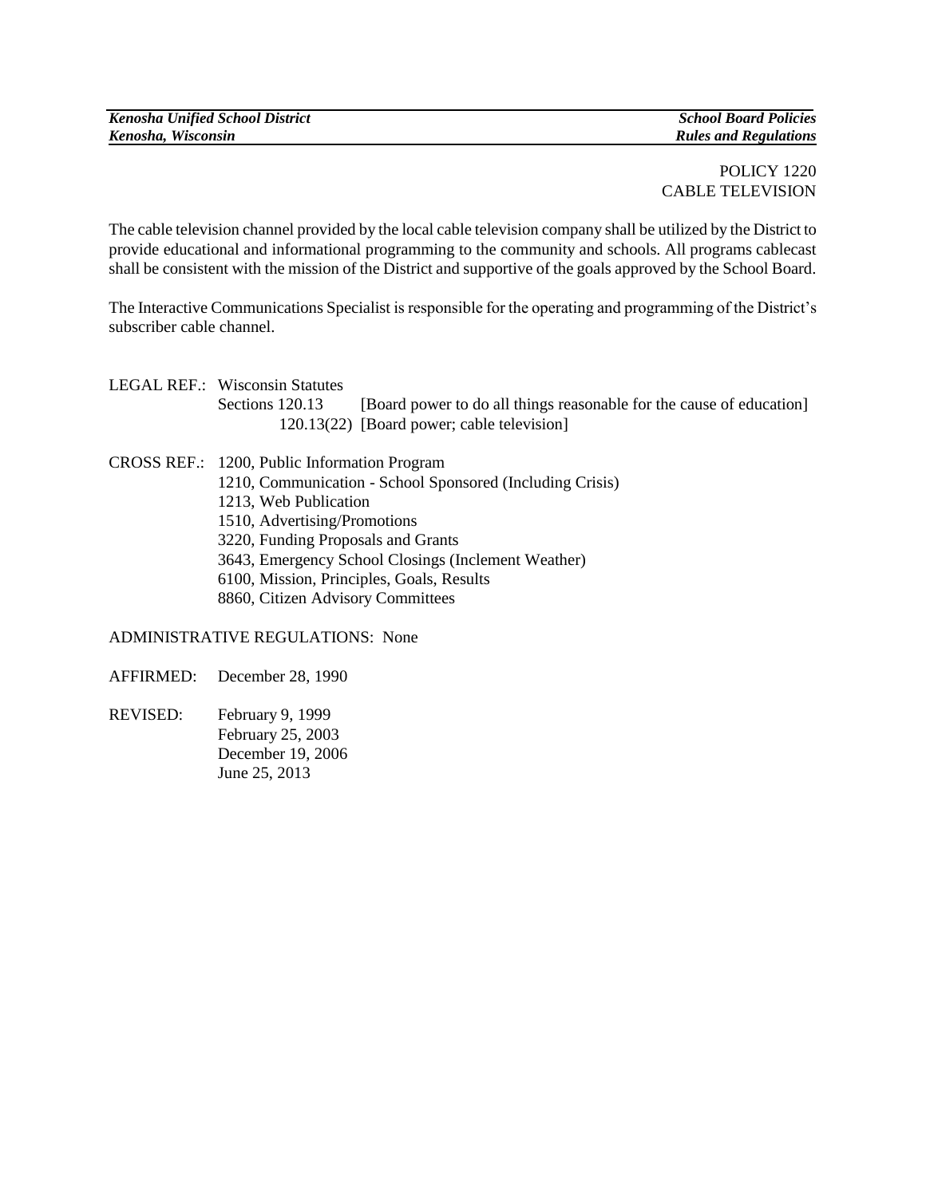# POLICY 1220
## CABLE TELEVISION

The cable television channel provided by the local cable television company shall be utilized by the District to provide educational and informational programming to the community and schools. All programs cablecast shall be consistent with the mission of the District and supportive of the goals approved by the School Board.

The Interactive Communications Specialist is responsible for the operating and programming of the District's subscriber cable channel.

LEGAL REF.: Wisconsin Statutes
- Sections 120.13 [Board power to do all things reasonable for the cause of education]
- 120.13(22) [Board power; cable television]

CROSS REF.:
- 1200, Public Information Program
- 1210, Communication - School Sponsored (Including Crisis)
- 1213, Web Publication
- 1510, Advertising/Promotions
- 3220, Funding Proposals and Grants
- 3643, Emergency School Closings (Inclement Weather)
- 6100, Mission, Principles, Goals, Results
- 8860, Citizen Advisory Committees

ADMINISTRATIVE REGULATIONS: None

AFFIRMED: December 28, 1990

REVISED:
- February 9, 1999
- February 25, 2003
- December 19, 2006
- June 25, 2013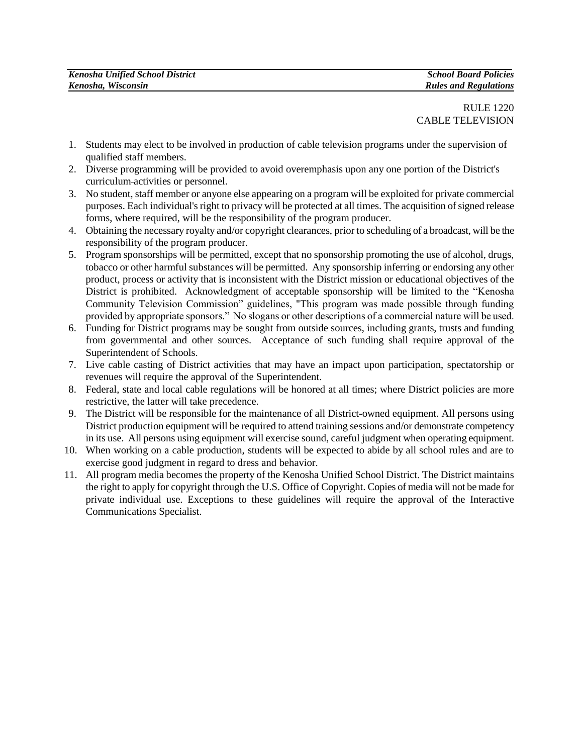RULE 1220
CABLE TELEVISION

1. Students may elect to be involved in production of cable television programs under the supervision of qualified staff members.
2. Diverse programming will be provided to avoid overemphasis upon any one portion of the District's curriculum activities or personnel.
3. No student, staff member or anyone else appearing on a program will be exploited for private commercial purposes. Each individual's right to privacy will be protected at all times. The acquisition of signed release forms, where required, will be the responsibility of the program producer.
4. Obtaining the necessary royalty and/or copyright clearances, prior to scheduling of a broadcast, will be the responsibility of the program producer.
5. Program sponsorships will be permitted, except that no sponsorship promoting the use of alcohol, drugs, tobacco or other harmful substances will be permitted. Any sponsorship inferring or endorsing any other product, process or activity that is inconsistent with the District mission or educational objectives of the District is prohibited. Acknowledgment of acceptable sponsorship will be limited to the "Kenosha Community Television Commission" guidelines, "This program was made possible through funding provided by appropriate sponsors." No slogans or other descriptions of a commercial nature will be used.
6. Funding for District programs may be sought from outside sources, including grants, trusts and funding from governmental and other sources. Acceptance of such funding shall require approval of the Superintendent of Schools.
7. Live cable casting of District activities that may have an impact upon participation, spectatorship or revenues will require the approval of the Superintendent.
8. Federal, state and local cable regulations will be honored at all times; where District policies are more restrictive, the latter will take precedence.
9. The District will be responsible for the maintenance of all District-owned equipment. All persons using District production equipment will be required to attend training sessions and/or demonstrate competency in its use. All persons using equipment will exercise sound, careful judgment when operating equipment.
10. When working on a cable production, students will be expected to abide by all school rules and are to exercise good judgment in regard to dress and behavior.
11. All program media becomes the property of the Kenosha Unified School District. The District maintains the right to apply for copyright through the U.S. Office of Copyright. Copies of media will not be made for private individual use. Exceptions to these guidelines will require the approval of the Interactive Communications Specialist.